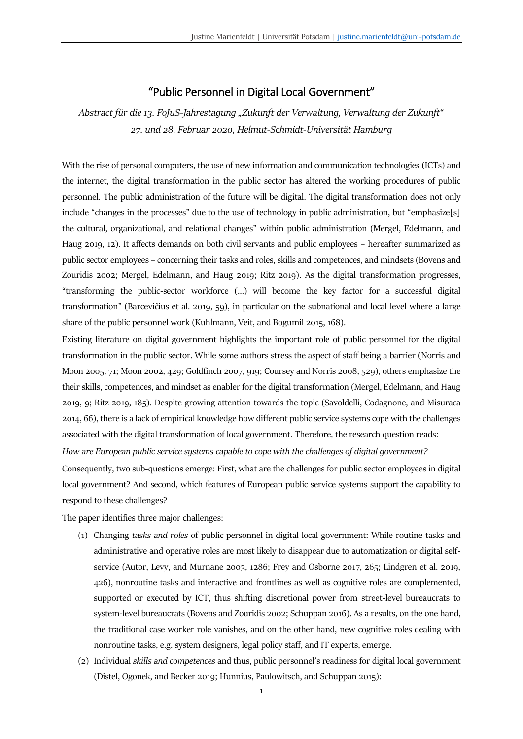# "Public Personnel in Digital Local Government"

*Abstract für die 13. FoJuS-Jahrestagung „Zukunft der Verwaltung, Verwaltung der Zukunft"*
*27. und 28. Februar 2020, Helmut-Schmidt-Universität Hamburg*

With the rise of personal computers, the use of new information and communication technologies (ICTs) and the internet, the digital transformation in the public sector has altered the working procedures of public personnel. The public administration of the future will be digital. The digital transformation does not only include "changes in the processes" due to the use of technology in public administration, but "emphasize[s] the cultural, organizational, and relational changes" within public administration (Mergel, Edelmann, and Haug 2019, 12). It affects demands on both civil servants and public employees – hereafter summarized as public sector employees – concerning their tasks and roles, skills and competences, and mindsets (Bovens and Zouridis 2002; Mergel, Edelmann, and Haug 2019; Ritz 2019). As the digital transformation progresses, "transforming the public-sector workforce (…) will become the key factor for a successful digital transformation" (Barcevičius et al. 2019, 59), in particular on the subnational and local level where a large share of the public personnel work (Kuhlmann, Veit, and Bogumil 2015, 168).

Existing literature on digital government highlights the important role of public personnel for the digital transformation in the public sector. While some authors stress the aspect of staff being a barrier (Norris and Moon 2005, 71; Moon 2002, 429; Goldfinch 2007, 919; Coursey and Norris 2008, 529), others emphasize the their skills, competences, and mindset as enabler for the digital transformation (Mergel, Edelmann, and Haug 2019, 9; Ritz 2019, 185). Despite growing attention towards the topic (Savoldelli, Codagnone, and Misuraca 2014, 66), there is a lack of empirical knowledge how different public service systems cope with the challenges associated with the digital transformation of local government. Therefore, the research question reads:

*How are European public service systems capable to cope with the challenges of digital government?*

Consequently, two sub-questions emerge: First, what are the challenges for public sector employees in digital local government? And second, which features of European public service systems support the capability to respond to these challenges?

The paper identifies three major challenges:

(1) Changing *tasks and roles* of public personnel in digital local government: While routine tasks and administrative and operative roles are most likely to disappear due to automatization or digital self-service (Autor, Levy, and Murnane 2003, 1286; Frey and Osborne 2017, 265; Lindgren et al. 2019, 426), nonroutine tasks and interactive and frontlines as well as cognitive roles are complemented, supported or executed by ICT, thus shifting discretional power from street-level bureaucrats to system-level bureaucrats (Bovens and Zouridis 2002; Schuppan 2016). As a results, on the one hand, the traditional case worker role vanishes, and on the other hand, new cognitive roles dealing with nonroutine tasks, e.g. system designers, legal policy staff, and IT experts, emerge.

(2) Individual *skills and competences* and thus, public personnel's readiness for digital local government (Distel, Ogonek, and Becker 2019; Hunnius, Paulowitsch, and Schuppan 2015):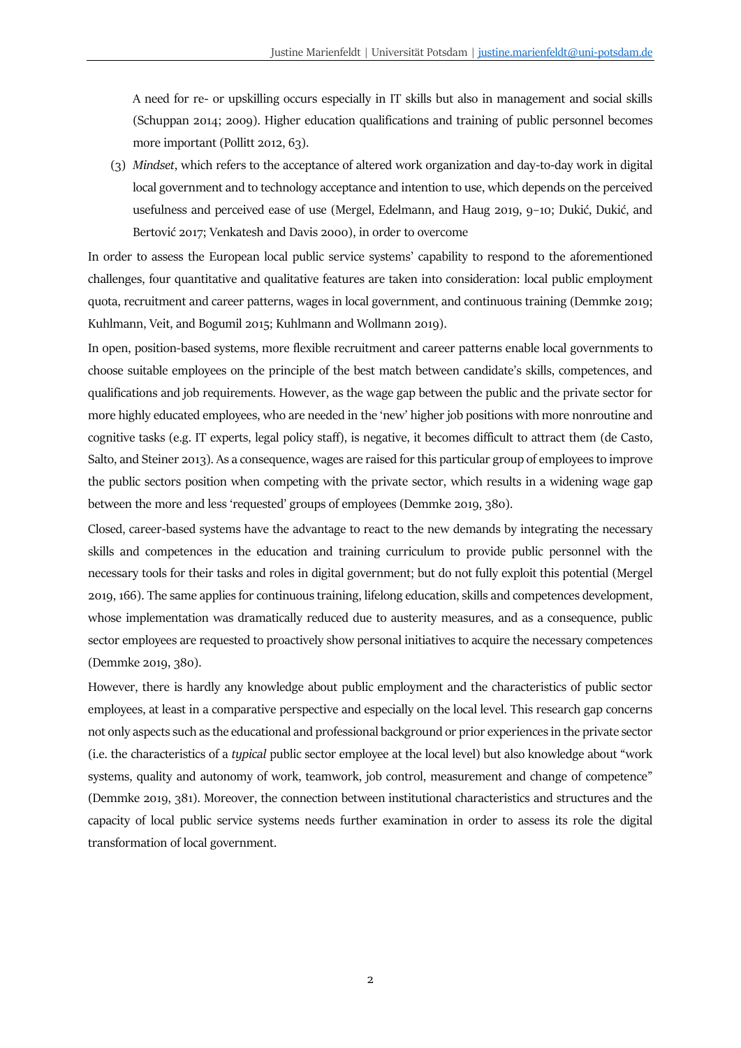A need for re- or upskilling occurs especially in IT skills but also in management and social skills (Schuppan 2014; 2009). Higher education qualifications and training of public personnel becomes more important (Pollitt 2012, 63).

(3) *Mindset*, which refers to the acceptance of altered work organization and day-to-day work in digital local government and to technology acceptance and intention to use, which depends on the perceived usefulness and perceived ease of use (Mergel, Edelmann, and Haug 2019, 9–10; Dukić, Dukić, and Bertović 2017; Venkatesh and Davis 2000), in order to overcome

In order to assess the European local public service systems' capability to respond to the aforementioned challenges, four quantitative and qualitative features are taken into consideration: local public employment quota, recruitment and career patterns, wages in local government, and continuous training (Demmke 2019; Kuhlmann, Veit, and Bogumil 2015; Kuhlmann and Wollmann 2019).

In open, position-based systems, more flexible recruitment and career patterns enable local governments to choose suitable employees on the principle of the best match between candidate's skills, competences, and qualifications and job requirements. However, as the wage gap between the public and the private sector for more highly educated employees, who are needed in the 'new' higher job positions with more nonroutine and cognitive tasks (e.g. IT experts, legal policy staff), is negative, it becomes difficult to attract them (de Casto, Salto, and Steiner 2013). As a consequence, wages are raised for this particular group of employees to improve the public sectors position when competing with the private sector, which results in a widening wage gap between the more and less 'requested' groups of employees (Demmke 2019, 380).

Closed, career-based systems have the advantage to react to the new demands by integrating the necessary skills and competences in the education and training curriculum to provide public personnel with the necessary tools for their tasks and roles in digital government; but do not fully exploit this potential (Mergel 2019, 166). The same applies for continuous training, lifelong education, skills and competences development, whose implementation was dramatically reduced due to austerity measures, and as a consequence, public sector employees are requested to proactively show personal initiatives to acquire the necessary competences (Demmke 2019, 380).

However, there is hardly any knowledge about public employment and the characteristics of public sector employees, at least in a comparative perspective and especially on the local level. This research gap concerns not only aspects such as the educational and professional background or prior experiences in the private sector (i.e. the characteristics of a *typical* public sector employee at the local level) but also knowledge about "work systems, quality and autonomy of work, teamwork, job control, measurement and change of competence" (Demmke 2019, 381). Moreover, the connection between institutional characteristics and structures and the capacity of local public service systems needs further examination in order to assess its role the digital transformation of local government.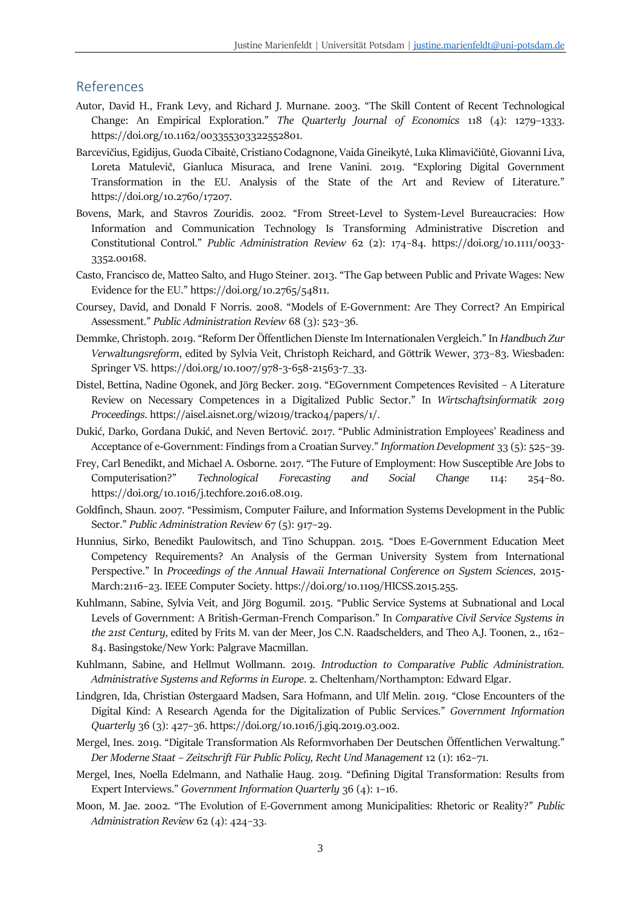## References

Autor, David H., Frank Levy, and Richard J. Murnane. 2003. "The Skill Content of Recent Technological Change: An Empirical Exploration." *The Quarterly Journal of Economics* 118 (4): 1279–1333. https://doi.org/10.1162/003355303322552801.

Barcevičius, Egidijus, Guoda Cibaitė, Cristiano Codagnone, Vaida Gineikytė, Luka Klimavičiūtė, Giovanni Liva, Loreta Matulevič, Gianluca Misuraca, and Irene Vanini. 2019. "Exploring Digital Government Transformation in the EU. Analysis of the State of the Art and Review of Literature." https://doi.org/10.2760/17207.

Bovens, Mark, and Stavros Zouridis. 2002. "From Street-Level to System-Level Bureaucracies: How Information and Communication Technology Is Transforming Administrative Discretion and Constitutional Control." *Public Administration Review* 62 (2): 174–84. https://doi.org/10.1111/0033-3352.00168.

Casto, Francisco de, Matteo Salto, and Hugo Steiner. 2013. "The Gap between Public and Private Wages: New Evidence for the EU." https://doi.org/10.2765/54811.

Coursey, David, and Donald F Norris. 2008. "Models of E-Government: Are They Correct? An Empirical Assessment." *Public Administration Review* 68 (3): 523–36.

Demmke, Christoph. 2019. "Reform Der Öffentlichen Dienste Im Internationalen Vergleich." In *Handbuch Zur Verwaltungsreform*, edited by Sylvia Veit, Christoph Reichard, and Göttrik Wewer, 373–83. Wiesbaden: Springer VS. https://doi.org/10.1007/978-3-658-21563-7_33.

Distel, Bettina, Nadine Ogonek, and Jörg Becker. 2019. "EGovernment Competences Revisited – A Literature Review on Necessary Competences in a Digitalized Public Sector." In *Wirtschaftsinformatik 2019 Proceedings*. https://aisel.aisnet.org/wi2019/track04/papers/1/.

Dukić, Darko, Gordana Dukić, and Neven Bertović. 2017. "Public Administration Employees' Readiness and Acceptance of e-Government: Findings from a Croatian Survey." *Information Development* 33 (5): 525–39.

Frey, Carl Benedikt, and Michael A. Osborne. 2017. "The Future of Employment: How Susceptible Are Jobs to Computerisation?" *Technological Forecasting and Social Change* 114: 254–80. https://doi.org/10.1016/j.techfore.2016.08.019.

Goldfinch, Shaun. 2007. "Pessimism, Computer Failure, and Information Systems Development in the Public Sector." *Public Administration Review* 67 (5): 917–29.

Hunnius, Sirko, Benedikt Paulowitsch, and Tino Schuppan. 2015. "Does E-Government Education Meet Competency Requirements? An Analysis of the German University System from International Perspective." In *Proceedings of the Annual Hawaii International Conference on System Sciences*, 2015-March:2116–23. IEEE Computer Society. https://doi.org/10.1109/HICSS.2015.255.

Kuhlmann, Sabine, Sylvia Veit, and Jörg Bogumil. 2015. "Public Service Systems at Subnational and Local Levels of Government: A British-German-French Comparison." In *Comparative Civil Service Systems in the 21st Century*, edited by Frits M. van der Meer, Jos C.N. Raadschelders, and Theo A.J. Toonen, 2., 162–84. Basingstoke/New York: Palgrave Macmillan.

Kuhlmann, Sabine, and Hellmut Wollmann. 2019. *Introduction to Comparative Public Administration. Administrative Systems and Reforms in Europe*. 2. Cheltenham/Northampton: Edward Elgar.

Lindgren, Ida, Christian Østergaard Madsen, Sara Hofmann, and Ulf Melin. 2019. "Close Encounters of the Digital Kind: A Research Agenda for the Digitalization of Public Services." *Government Information Quarterly* 36 (3): 427–36. https://doi.org/10.1016/j.giq.2019.03.002.

Mergel, Ines. 2019. "Digitale Transformation Als Reformvorhaben Der Deutschen Öffentlichen Verwaltung." *Der Moderne Staat – Zeitschrift Für Public Policy, Recht Und Management* 12 (1): 162–71.

Mergel, Ines, Noella Edelmann, and Nathalie Haug. 2019. "Defining Digital Transformation: Results from Expert Interviews." *Government Information Quarterly* 36 (4): 1–16.

Moon, M. Jae. 2002. "The Evolution of E-Government among Municipalities: Rhetoric or Reality?" *Public Administration Review* 62 (4): 424–33.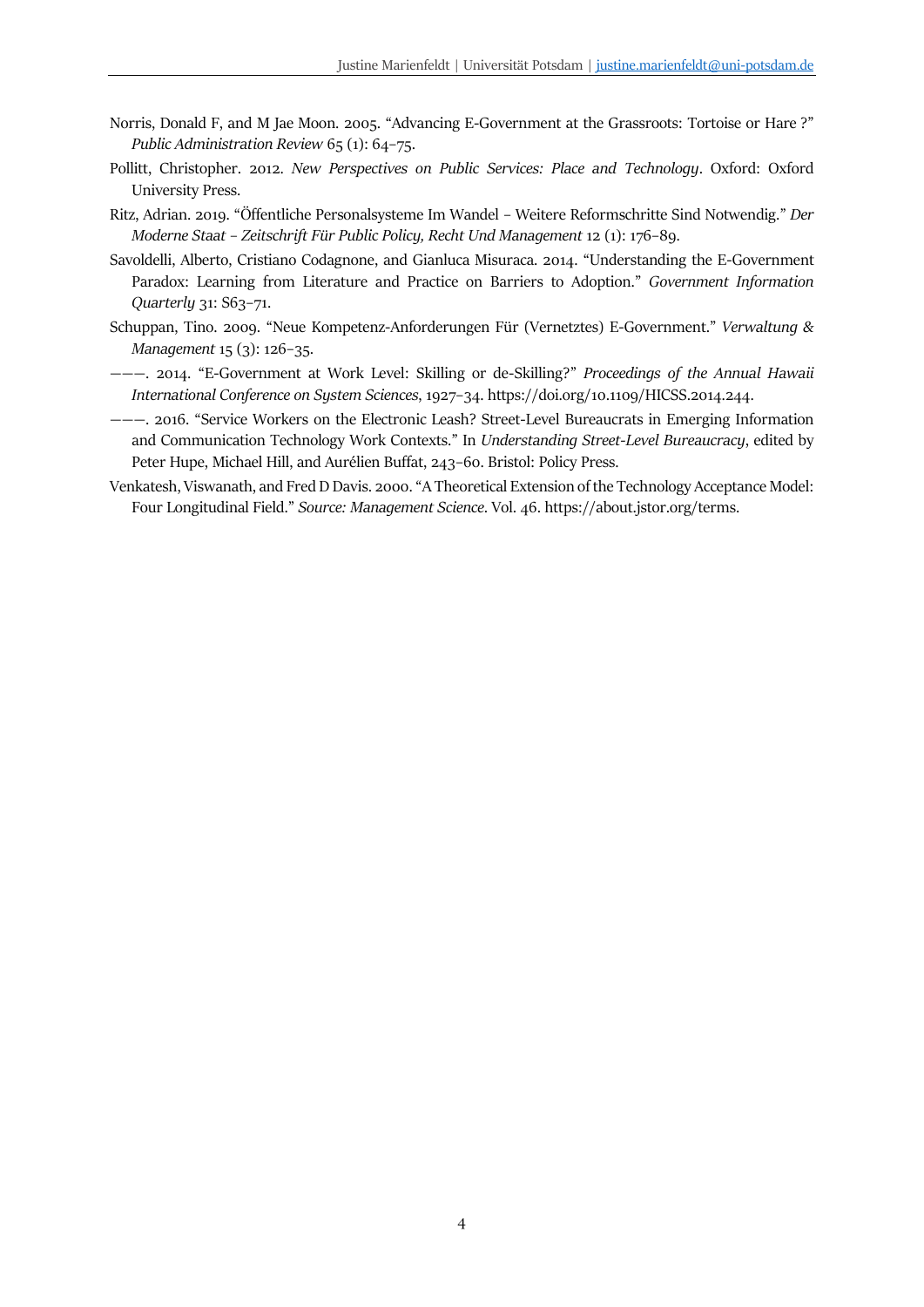Norris, Donald F, and M Jae Moon. 2005. "Advancing E-Government at the Grassroots: Tortoise or Hare ?" *Public Administration Review* 65 (1): 64–75.

Pollitt, Christopher. 2012. *New Perspectives on Public Services: Place and Technology*. Oxford: Oxford University Press.

Ritz, Adrian. 2019. "Öffentliche Personalsysteme Im Wandel – Weitere Reformschritte Sind Notwendig." *Der Moderne Staat – Zeitschrift Für Public Policy, Recht Und Management* 12 (1): 176–89.

Savoldelli, Alberto, Cristiano Codagnone, and Gianluca Misuraca. 2014. "Understanding the E-Government Paradox: Learning from Literature and Practice on Barriers to Adoption." *Government Information Quarterly* 31: S63–71.

Schuppan, Tino. 2009. "Neue Kompetenz-Anforderungen Für (Vernetztes) E-Government." *Verwaltung & Management* 15 (3): 126–35.

———. 2014. "E-Government at Work Level: Skilling or de-Skilling?" *Proceedings of the Annual Hawaii International Conference on System Sciences*, 1927–34. https://doi.org/10.1109/HICSS.2014.244.

———. 2016. "Service Workers on the Electronic Leash? Street-Level Bureaucrats in Emerging Information and Communication Technology Work Contexts." In *Understanding Street-Level Bureaucracy*, edited by Peter Hupe, Michael Hill, and Aurélien Buffat, 243–60. Bristol: Policy Press.

Venkatesh, Viswanath, and Fred D Davis. 2000. "A Theoretical Extension of the Technology Acceptance Model: Four Longitudinal Field." *Source: Management Science*. Vol. 46. https://about.jstor.org/terms.